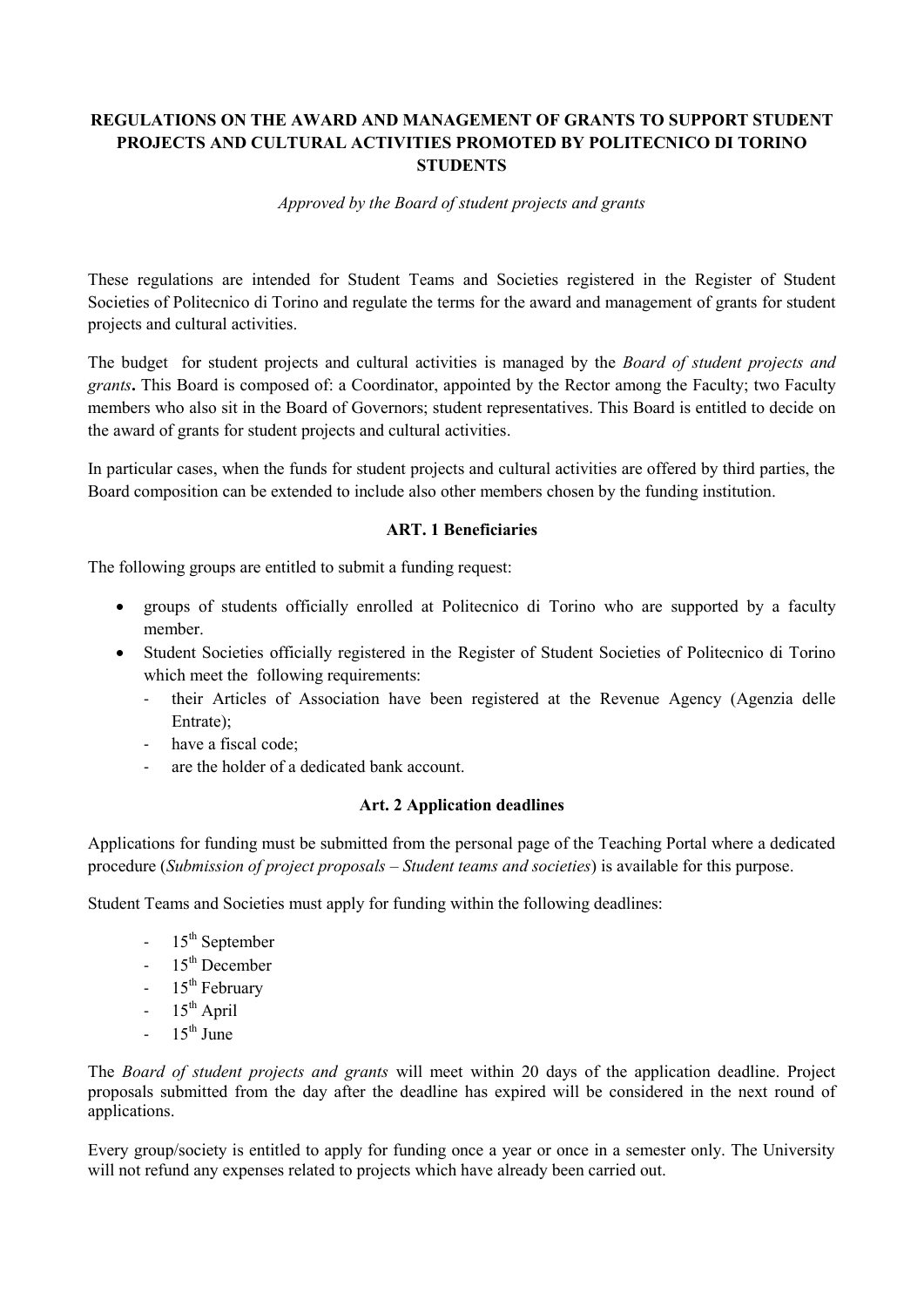# REGULATIONS ON THE AWARD AND MANAGEMENT OF GRANTS TO SUPPORT STUDENT PROJECTS AND CULTURAL ACTIVITIES PROMOTED BY POLITECNICO DI TORINO STUDENTS

*Approved by the Board of student projects and grants*

These regulations are intended for Student Teams and Societies registered in the Register of Student Societies of Politecnico di Torino and regulate the terms for the award and management of grants for student projects and cultural activities.

The budget for student projects and cultural activities is managed by the *Board of student projects and grants***.** This Board is composed of: a Coordinator, appointed by the Rector among the Faculty; two Faculty members who also sit in the Board of Governors; student representatives. This Board is entitled to decide on the award of grants for student projects and cultural activities.

In particular cases, when the funds for student projects and cultural activities are offered by third parties, the Board composition can be extended to include also other members chosen by the funding institution.

## ART. 1 Beneficiaries

The following groups are entitled to submit a funding request:

- groups of students officially enrolled at Politecnico di Torino who are supported by a faculty member.
- Student Societies officially registered in the Register of Student Societies of Politecnico di Torino which meet the following requirements:
  - their Articles of Association have been registered at the Revenue Agency (Agenzia delle Entrate);
  - have a fiscal code;
  - are the holder of a dedicated bank account.

## Art. 2 Application deadlines

Applications for funding must be submitted from the personal page of the Teaching Portal where a dedicated procedure (*Submission of project proposals – Student teams and societies*) is available for this purpose.

Student Teams and Societies must apply for funding within the following deadlines:

- 15th September
- 15th December
- 15th February
- 15th April
- 15th June

The *Board of student projects and grants* will meet within 20 days of the application deadline. Project proposals submitted from the day after the deadline has expired will be considered in the next round of applications.

Every group/society is entitled to apply for funding once a year or once in a semester only. The University will not refund any expenses related to projects which have already been carried out.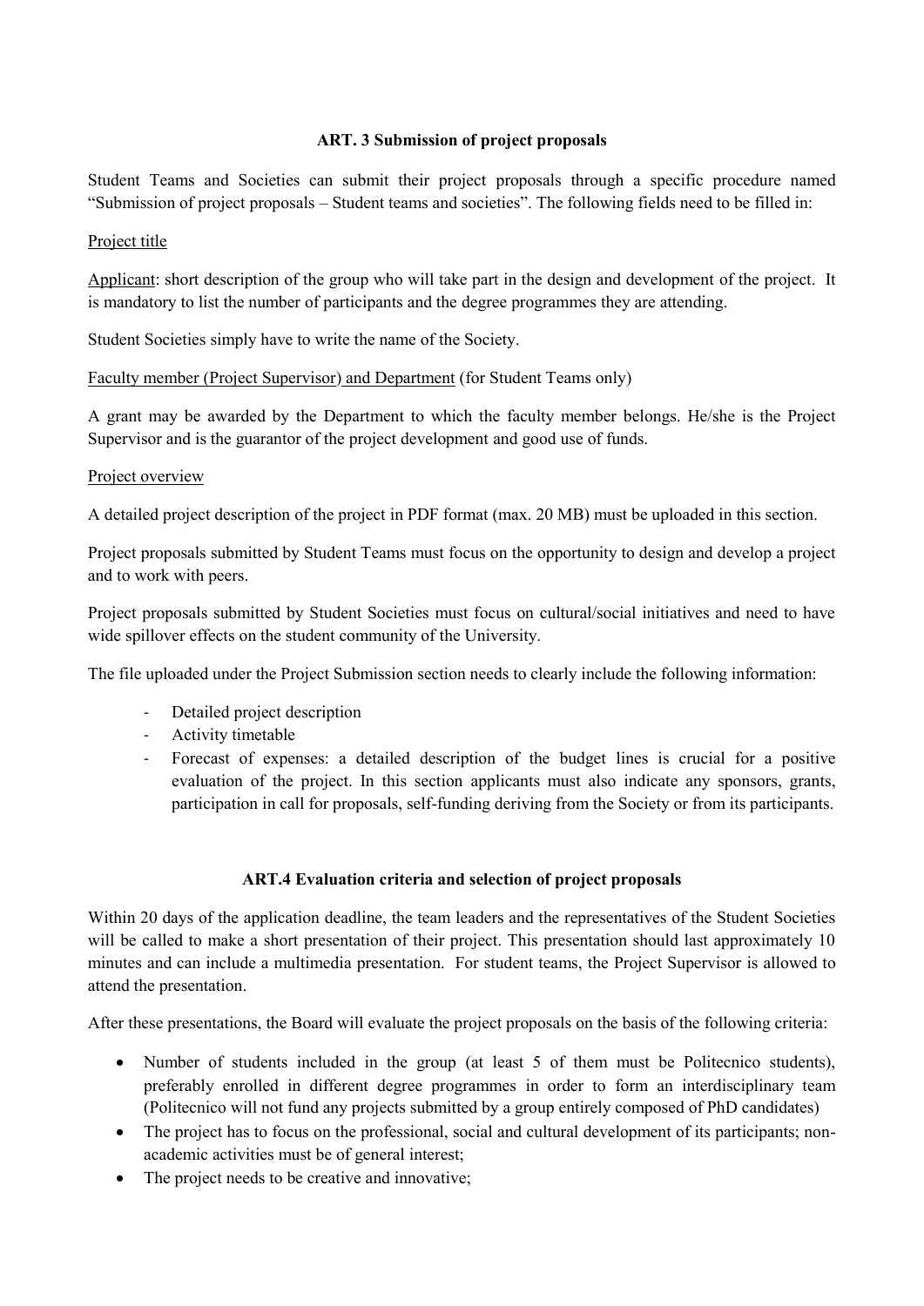## ART. 3 Submission of project proposals

Student Teams and Societies can submit their project proposals through a specific procedure named "Submission of project proposals – Student teams and societies". The following fields need to be filled in:

<u>Project title</u>

<u>Applicant</u>: short description of the group who will take part in the design and development of the project. It is mandatory to list the number of participants and the degree programmes they are attending.

Student Societies simply have to write the name of the Society.

<u>Faculty member (Project Supervisor) and Department</u> (for Student Teams only)

A grant may be awarded by the Department to which the faculty member belongs. He/she is the Project Supervisor and is the guarantor of the project development and good use of funds.

<u>Project overview</u>

A detailed project description of the project in PDF format (max. 20 MB) must be uploaded in this section.

Project proposals submitted by Student Teams must focus on the opportunity to design and develop a project and to work with peers.

Project proposals submitted by Student Societies must focus on cultural/social initiatives and need to have wide spillover effects on the student community of the University.

The file uploaded under the Project Submission section needs to clearly include the following information:

- Detailed project description
- Activity timetable
- Forecast of expenses: a detailed description of the budget lines is crucial for a positive evaluation of the project. In this section applicants must also indicate any sponsors, grants, participation in call for proposals, self-funding deriving from the Society or from its participants.

## ART.4 Evaluation criteria and selection of project proposals

Within 20 days of the application deadline, the team leaders and the representatives of the Student Societies will be called to make a short presentation of their project. This presentation should last approximately 10 minutes and can include a multimedia presentation. For student teams, the Project Supervisor is allowed to attend the presentation.

After these presentations, the Board will evaluate the project proposals on the basis of the following criteria:

- Number of students included in the group (at least 5 of them must be Politecnico students), preferably enrolled in different degree programmes in order to form an interdisciplinary team (Politecnico will not fund any projects submitted by a group entirely composed of PhD candidates)
- The project has to focus on the professional, social and cultural development of its participants; non-academic activities must be of general interest;
- The project needs to be creative and innovative;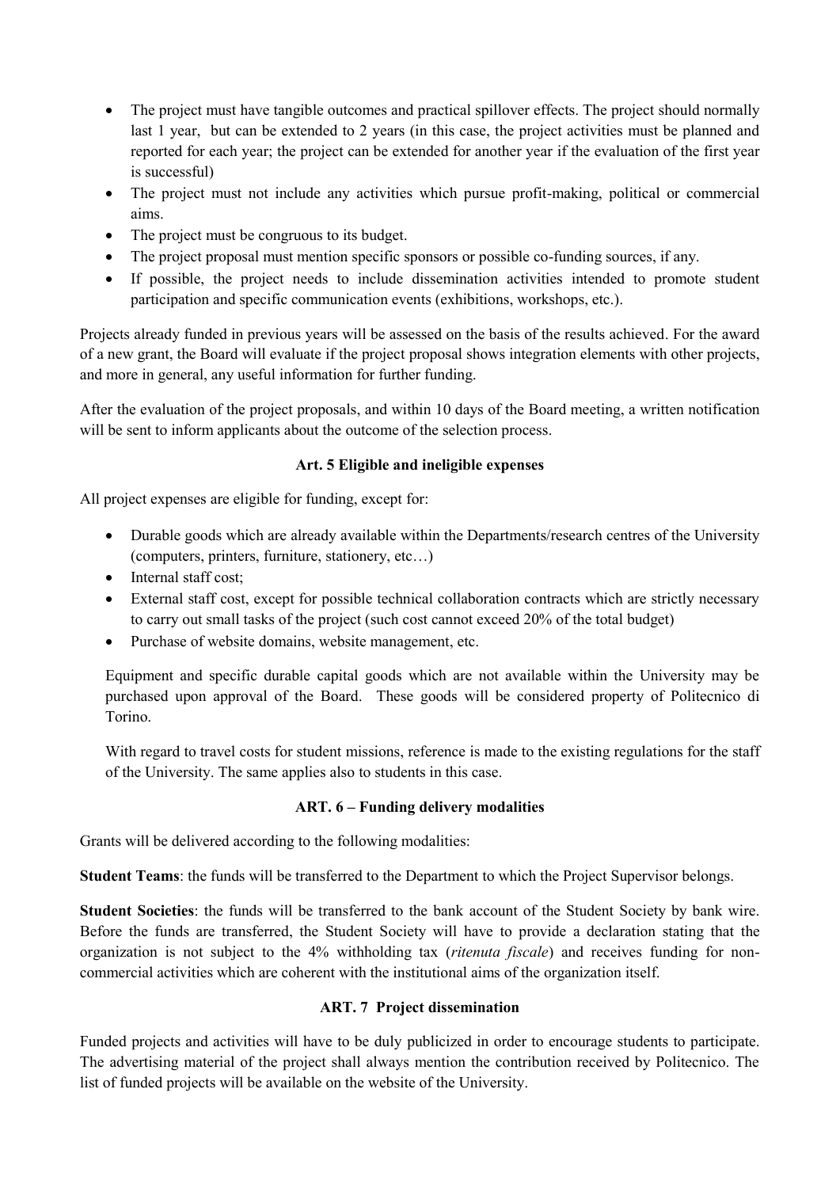- The project must have tangible outcomes and practical spillover effects. The project should normally last 1 year, but can be extended to 2 years (in this case, the project activities must be planned and reported for each year; the project can be extended for another year if the evaluation of the first year is successful)
- The project must not include any activities which pursue profit-making, political or commercial aims.
- The project must be congruous to its budget.
- The project proposal must mention specific sponsors or possible co-funding sources, if any.
- If possible, the project needs to include dissemination activities intended to promote student participation and specific communication events (exhibitions, workshops, etc.).

Projects already funded in previous years will be assessed on the basis of the results achieved. For the award of a new grant, the Board will evaluate if the project proposal shows integration elements with other projects, and more in general, any useful information for further funding.

After the evaluation of the project proposals, and within 10 days of the Board meeting, a written notification will be sent to inform applicants about the outcome of the selection process.

### Art. 5 Eligible and ineligible expenses

All project expenses are eligible for funding, except for:

- Durable goods which are already available within the Departments/research centres of the University (computers, printers, furniture, stationery, etc…)
- Internal staff cost;
- External staff cost, except for possible technical collaboration contracts which are strictly necessary to carry out small tasks of the project (such cost cannot exceed 20% of the total budget)
- Purchase of website domains, website management, etc.

Equipment and specific durable capital goods which are not available within the University may be purchased upon approval of the Board. These goods will be considered property of Politecnico di Torino.

With regard to travel costs for student missions, reference is made to the existing regulations for the staff of the University. The same applies also to students in this case.

### ART. 6 – Funding delivery modalities

Grants will be delivered according to the following modalities:

**Student Teams**: the funds will be transferred to the Department to which the Project Supervisor belongs.

**Student Societies**: the funds will be transferred to the bank account of the Student Society by bank wire. Before the funds are transferred, the Student Society will have to provide a declaration stating that the organization is not subject to the 4% withholding tax (*ritenuta fiscale*) and receives funding for non-commercial activities which are coherent with the institutional aims of the organization itself.

### ART. 7 Project dissemination

Funded projects and activities will have to be duly publicized in order to encourage students to participate. The advertising material of the project shall always mention the contribution received by Politecnico. The list of funded projects will be available on the website of the University.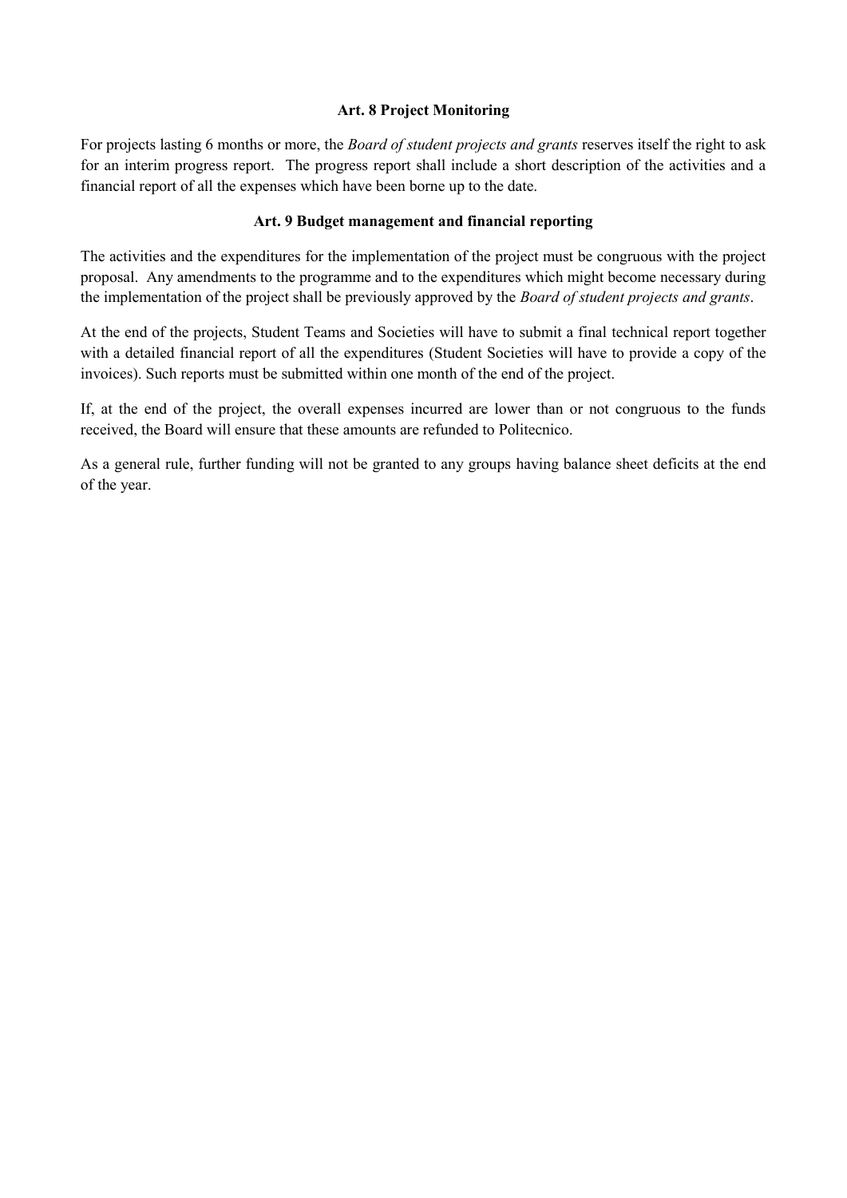### Art. 8 Project Monitoring

For projects lasting 6 months or more, the *Board of student projects and grants* reserves itself the right to ask for an interim progress report. The progress report shall include a short description of the activities and a financial report of all the expenses which have been borne up to the date.

### Art. 9 Budget management and financial reporting

The activities and the expenditures for the implementation of the project must be congruous with the project proposal. Any amendments to the programme and to the expenditures which might become necessary during the implementation of the project shall be previously approved by the *Board of student projects and grants*.

At the end of the projects, Student Teams and Societies will have to submit a final technical report together with a detailed financial report of all the expenditures (Student Societies will have to provide a copy of the invoices). Such reports must be submitted within one month of the end of the project.

If, at the end of the project, the overall expenses incurred are lower than or not congruous to the funds received, the Board will ensure that these amounts are refunded to Politecnico.

As a general rule, further funding will not be granted to any groups having balance sheet deficits at the end of the year.